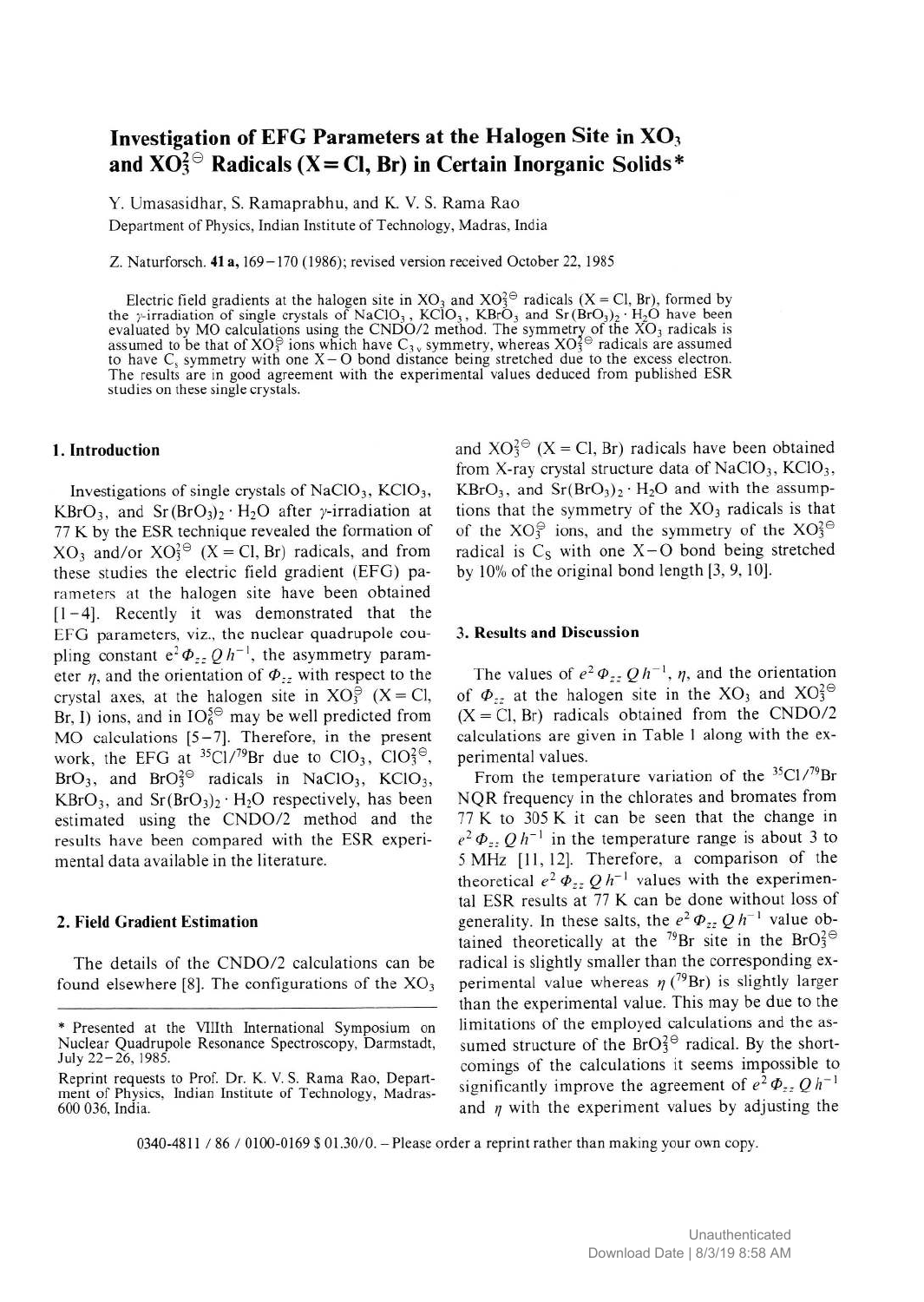# Investigation of EFG Parameters at the Halogen Site in $XO_3$ and $XO_3^{2\ominus}$ Radicals ($X = Cl, Br$) in Certain Inorganic Solids*

Y. Umasasidhar, S. Ramaprabhu, and K. V. S. Rama Rao

Department of Physics, Indian Institute of Technology, Madras, India

Z. Naturforsch. **41 a**, 169–170 (1986); revised version received October 22, 1985

Electric field gradients at the halogen site in $XO_3$ and $XO_3^{2\ominus}$ radicals ($X = Cl, Br$), formed by the $\gamma$-irradiation of single crystals of $NaClO_3$, $KClO_3$, $KBrO_3$ and $Sr(BrO_3)_2 \cdot H_2O$ have been evaluated by MO calculations using the CNDO/2 method. The symmetry of the $XO_3$ radicals is assumed to be that of $XO_3^{\ominus}$ ions which have $C_{3v}$ symmetry, whereas $XO_3^{2\ominus}$ radicals are assumed to have $C_s$ symmetry with one X–O bond distance being stretched due to the excess electron. The results are in good agreement with the experimental values deduced from published ESR studies on these single crystals.

## 1. Introduction

Investigations of single crystals of $NaClO_3$, $KClO_3$, $KBrO_3$, and $Sr(BrO_3)_2 \cdot H_2O$ after $\gamma$-irradiation at 77 K by the ESR technique revealed the formation of $XO_3$ and/or $XO_3^{2\ominus}$ ($X = Cl, Br$) radicals, and from these studies the electric field gradient (EFG) parameters at the halogen site have been obtained [1–4]. Recently it was demonstrated that the EFG parameters, viz., the nuclear quadrupole coupling constant $e^2 \Phi_{zz} Q h^{-1}$, the asymmetry parameter $\eta$, and the orientation of $\Phi_{zz}$ with respect to the crystal axes, at the halogen site in $XO_3^{\ominus}$ ($X = Cl, Br, I$) ions, and in $IO_6^{5\ominus}$ may be well predicted from MO calculations [5–7]. Therefore, in the present work, the EFG at $^{35}Cl/^{79}Br$ due to $ClO_3$, $ClO_3^{2\ominus}$, $BrO_3$, and $BrO_3^{2\ominus}$ radicals in $NaClO_3$, $KClO_3$, $KBrO_3$, and $Sr(BrO_3)_2 \cdot H_2O$ respectively, has been estimated using the CNDO/2 method and the results have been compared with the ESR experimental data available in the literature.

## 2. Field Gradient Estimation

The details of the CNDO/2 calculations can be found elsewhere [8]. The configurations of the $XO_3$ and $XO_3^{2\ominus}$ ($X = Cl, Br$) radicals have been obtained from X-ray crystal structure data of $NaClO_3$, $KClO_3$, $KBrO_3$, and $Sr(BrO_3)_2 \cdot H_2O$ and with the assumptions that the symmetry of the $XO_3$ radicals is that of the $XO_3^{\ominus}$ ions, and the symmetry of the $XO_3^{2\ominus}$ radical is $C_S$ with one X–O bond being stretched by 10% of the original bond length [3, 9, 10].

## 3. Results and Discussion

The values of $e^2 \Phi_{zz} Q h^{-1}$, $\eta$, and the orientation of $\Phi_{zz}$ at the halogen site in the $XO_3$ and $XO_3^{2\ominus}$ ($X = Cl, Br$) radicals obtained from the CNDO/2 calculations are given in Table 1 along with the experimental values.

From the temperature variation of the $^{35}Cl/^{79}Br$ NQR frequency in the chlorates and bromates from 77 K to 305 K it can be seen that the change in $e^2 \Phi_{zz} Q h^{-1}$ in the temperature range is about 3 to 5 MHz [11, 12]. Therefore, a comparison of the theoretical $e^2 \Phi_{zz} Q h^{-1}$ values with the experimental ESR results at 77 K can be done without loss of generality. In these salts, the $e^2 \Phi_{zz} Q h^{-1}$ value obtained theoretically at the $^{79}Br$ site in the $BrO_3^{2\ominus}$ radical is slightly smaller than the corresponding experimental value whereas $\eta$ ($^{79}Br$) is slightly larger than the experimental value. This may be due to the limitations of the employed calculations and the assumed structure of the $BrO_3^{2\ominus}$ radical. By the shortcomings of the calculations it seems impossible to significantly improve the agreement of $e^2 \Phi_{zz} Q h^{-1}$ and $\eta$ with the experiment values by adjusting the

\* Presented at the VIIIth International Symposium on Nuclear Quadrupole Resonance Spectroscopy, Darmstadt, July 22–26, 1985.

Reprint requests to Prof. Dr. K. V. S. Rama Rao, Department of Physics, Indian Institute of Technology, Madras-600 036, India.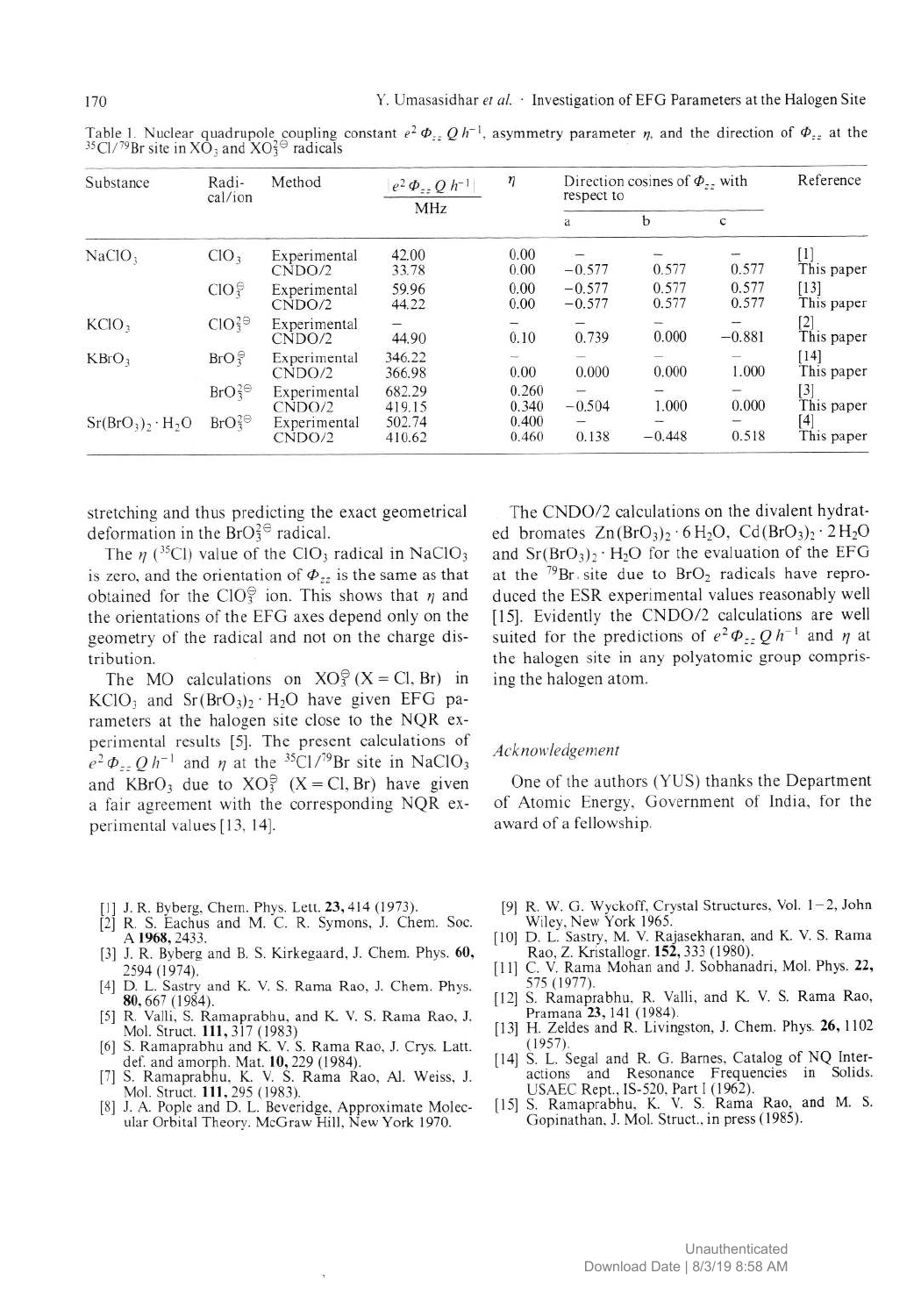Table 1. Nuclear quadrupole coupling constant $e^2 \Phi_{zz} Q h^{-1}$, asymmetry parameter $\eta$, and the direction of $\Phi_{zz}$ at the $^{35}Cl/^{79}Br$ site in $XO_3$ and $XO_3^{2\ominus}$ radicals

| Substance | Radical/ion | Method | $\|e^2 \Phi_{zz} Q h^{-1}\|$ MHz | $\eta$ | Direction cosines of $\Phi_{zz}$ with respect to a | b | c | Reference |
|---|---|---|---|---|---|---|---|---|
| $NaClO_3$ | $ClO_3$ | Experimental | 42.00 | 0.00 | – | – | – | [1] |
| | | CNDO/2 | 33.78 | 0.00 | −0.577 | 0.577 | 0.577 | This paper |
| | $ClO_3^{\ominus}$ | Experimental | 59.96 | 0.00 | −0.577 | 0.577 | 0.577 | [13] |
| | | CNDO/2 | 44.22 | 0.00 | −0.577 | 0.577 | 0.577 | This paper |
| $KClO_3$ | $ClO_3^{2\ominus}$ | Experimental | – | – | – | – | – | [2] |
| | | CNDO/2 | 44.90 | 0.10 | 0.739 | 0.000 | −0.881 | This paper |
| $KBrO_3$ | $BrO_3^{\ominus}$ | Experimental | 346.22 | – | – | – | – | [14] |
| | | CNDO/2 | 366.98 | 0.00 | 0.000 | 0.000 | 1.000 | This paper |
| | $BrO_3^{2\ominus}$ | Experimental | 682.29 | 0.260 | – | – | – | [3] |
| | | CNDO/2 | 419.15 | 0.340 | −0.504 | 1.000 | 0.000 | This paper |
| $Sr(BrO_3)_2 \cdot H_2O$ | $BrO_3^{2\ominus}$ | Experimental | 502.74 | 0.400 | – | – | – | [4] |
| | | CNDO/2 | 410.62 | 0.460 | 0.138 | −0.448 | 0.518 | This paper |

stretching and thus predicting the exact geometrical deformation in the $BrO_3^{2\ominus}$ radical.

The $\eta$ ($^{35}Cl$) value of the $ClO_3$ radical in $NaClO_3$ is zero, and the orientation of $\Phi_{zz}$ is the same as that obtained for the $ClO_3^{\ominus}$ ion. This shows that $\eta$ and the orientations of the EFG axes depend only on the geometry of the radical and not on the charge distribution.

The MO calculations on $XO_3^{\ominus}$ (X = Cl, Br) in $KClO_3$ and $Sr(BrO_3)_2 \cdot H_2O$ have given EFG parameters at the halogen site close to the NQR experimental results [5]. The present calculations of $e^2 \Phi_{zz} Q h^{-1}$ and $\eta$ at the $^{35}Cl/^{79}Br$ site in $NaClO_3$ and $KBrO_3$ due to $XO_3^{\ominus}$ (X = Cl, Br) have given a fair agreement with the corresponding NQR experimental values [13, 14].

The CNDO/2 calculations on the divalent hydrated bromates $Zn(BrO_3)_2 \cdot 6H_2O$, $Cd(BrO_3)_2 \cdot 2H_2O$ and $Sr(BrO_3)_2 \cdot H_2O$ for the evaluation of the EFG at the $^{79}Br$ site due to $BrO_2$ radicals have reproduced the ESR experimental values reasonably well [15]. Evidently the CNDO/2 calculations are well suited for the predictions of $e^2 \Phi_{zz} Q h^{-1}$ and $\eta$ at the halogen site in any polyatomic group comprising the halogen atom.

## *Acknowledgement*

One of the authors (YUS) thanks the Department of Atomic Energy, Government of India, for the award of a fellowship.

[1] J. R. Byberg, Chem. Phys. Lett. **23**, 414 (1973).
[2] R. S. Eachus and M. C. R. Symons, J. Chem. Soc. A **1968**, 2433.
[3] J. R. Byberg and B. S. Kirkegaard, J. Chem. Phys. **60**, 2594 (1974).
[4] D. L. Sastry and K. V. S. Rama Rao, J. Chem. Phys. **80**, 667 (1984).
[5] R. Valli, S. Ramaprabhu, and K. V. S. Rama Rao, J. Mol. Struct. **111**, 317 (1983)
[6] S. Ramaprabhu and K. V. S. Rama Rao, J. Crys. Latt. def. and amorph. Mat. **10**, 229 (1984).
[7] S. Ramaprabhu, K. V. S. Rama Rao, Al. Weiss, J. Mol. Struct. **111**, 295 (1983).
[8] J. A. Pople and D. L. Beveridge, Approximate Molecular Orbital Theory. McGraw Hill, New York 1970.
[9] R. W. G. Wyckoff, Crystal Structures, Vol. 1–2, John Wiley, New York 1965.
[10] D. L. Sastry, M. V. Rajasekharan, and K. V. S. Rama Rao, Z. Kristallogr. **152**, 333 (1980).
[11] C. V. Rama Mohan and J. Sobhanadri, Mol. Phys. **22**, 575 (1977).
[12] S. Ramaprabhu, R. Valli, and K. V. S. Rama Rao, Pramana **23**, 141 (1984).
[13] H. Zeldes and R. Livingston, J. Chem. Phys. **26**, 1102 (1957).
[14] S. L. Segal and R. G. Barnes, Catalog of NQ Interactions and Resonance Frequencies in Solids. USAEC Rept., IS-520, Part I (1962).
[15] S. Ramaprabhu, K. V. S. Rama Rao, and M. S. Gopinathan, J. Mol. Struct., in press (1985).